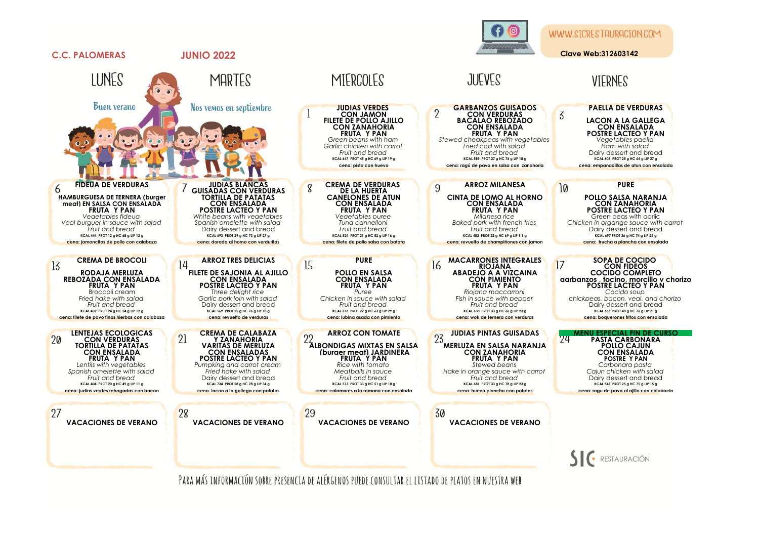**C.C. PALOMERAS** **JUNIO 2022**

WWW.SICRESTAURACION.COM

Clave Web:312603142

| LUNES | MARTES | MIERCOLES | JUEVES | VIERNES |
|---|---|---|---|---|
| Buen verano | Nos vemos en septiembre | **1** **JUDIAS VERDES CON JAMON** **FILETE DE POLLO AJILLO CON ZANAHORIA** **FRUTA Y PAN** *Green beans with ham* *Garlic chicken with carrot* *Fruit and bread* KCAL 647 PROT 45 g HC 69 g LIP 19 g **cena: pisto con huevo** | **2** **GARBANZOS GUISADOS CON VERDURAS** **BACALAO REBOZADO CON ENSALADA** **FRUTA Y PAN** *Stewed cheakpeas with vegetables* *Fried cod with salad* *Fruit and bread* KCAL 589 PROT 27 g HC 76 g LIP 18 g **cena: ragú de pavo en salsa con zanahoria** | **3** **PAELLA DE VERDURAS** **LACON A LA GALLEGA CON ENSALADA** **POSTRE LACTEO Y PAN** *Vegetables paella* *Ham with salad* *Dairy dessert and bread* KCAL 605 PROT 25 g HC 64 g LIP 27 g **cena: empanadillas de atun con ensalada** |
| **6** **FIDEUA DE VERDURAS** **HAMBURGUESA DE TERNERA (burger meat) EN SALSA CON ENSALADA** **FRUTA Y PAN** *Vegetables fideua* *Veal burguer in sauce with salad* *Fruit and bread* KCAL 444 PROT 12 g HC 68 g LIP 12 g **cena: jamoncitos de pollo con calabaza** | **7** **JUDIAS BLANCAS GUISADAS CON VERDURAS** **TORTILLA DE PATATAS CON ENSALADA** **POSTRE LACTEO Y PAN** *White beans with vegetables* *Spanish omelette with salad* *Dairy dessert and bread* KCAL 693 PROT 29 g HC 73 g LIP 27 g **cena: dorada al horno con verduritas** | **8** **CREMA DE VERDURAS DE LA HUERTA** **CANELONES DE ATUN CON ENSALADA** **FRUTA Y PAN** *Vegetables puree* *Tuna cannelloni* *Fruit and bread* KCAL 524 PROT 21 g HC 52 g LIP 16 g **cena: filete de pollo salsa con batata** | **9** **ARROZ MILANESA** **CINTA DE LOMO AL HORNO CON ENSALADA** **FRUTA Y PAN** *Milanesa rice* *Baked pork with french fries* *Fruit and bread* KCAL 482 PROT 22 g HC 69 g LIP 9,1 g **cena: revuelto de champiñones con jamon** | **10** **PURE** **POLLO SALSA NARANJA CON ZANAHORIA** **POSTRE LACTEO Y PAN** *Green peas with garlic* *Chicken in organge sauce with carrot* *Dairy dessert and bread* KCAL 697 PROT 36 g HC 74 g LIP 25 g **cena: trucha a plancha con ensalada** |
| **13** **CREMA DE BROCOLI** **RODAJA MERLUZA REBOZADA CON ENSALADA** **FRUTA Y PAN** *Broccoli cream* *Fried hake with salad* *Fruit and bread* KCAL 439 PROT 24 g HC 54 g LIP 12 g **cena: filete de pavo finas hierbas con calabaza** | **14** **ARROZ TRES DELICIAS** **FILETE DE SAJONIA AL AJILLO CON ENSALADA** **POSTRE LACTEO Y PAN** *Three delight rice* *Garlic pork loin with salad* *Dairy dessert and bread* KCAL 569 PROT 25 g HC 76 g LIP 18 g **cena: revuelto de verduras** | **15** **PURE** **POLLO EN SALSA CON ENSALADA** **FRUTA Y PAN** *Puree* *Chicken in sauce with salad* *Fruit and bread* KCAL 616 PROT 22 g HC 63 g LIP 29 g **cena: lubina asada con pimiento** | **16** **MACARRONES INTEGRALES RIOJANA** **ABADEJO A A VIZCAINA CON PIMIENTO** **FRUTA Y PAN** *Riojana maccarroni* *Fish in sauce with pepper* *Fruit and bread* KCAL 638 PROT 33 g HC 66 g LIP 23 g **cena: wok de ternera con verduras** | **17** **SOPA DE COCIDO CON FIDEOS** **COCIDO COMPLETO garbanzos , tocino, morcillo y chorizo** **POSTRE LACTEO Y PAN** *Cocido soup* *chickpeas, bacon, veal, and chorizo* *Dairy dessert and bread* KCAL 663 PROT 40 g HC 76 g LIP 21 g **cena: boquerones fritos con ensalada** |
| **20** **LENTEJAS ECOLOGICAS CON VERDURAS** **TORTILLA DE PATATAS CON ENSALADA** **FRUTA Y PAN** *Lentils with vegetables* *Spanish omelette with salad* *Fruit and bread* KCAL 404 PROT 20 g HC 49 g LIP 11 g **cena: judias verdes rehogadas con bacon** | **21** **CREMA DE CALABAZA Y ZANAHORIA** **VARITAS DE MERLUZA CON ENSALADAS** **POSTRE LACTEO Y PAN** *Pumpking and carrot cream* *Fried hake with salad* *Dairy dessert and bread* KCAL 734 PROT 28 g HC 78 g LIP 34 g **cena: lacon a la gallega con patatas** | **22** **ARROZ CON TOMATE** **ALBONDIGAS MIXTAS EN SALSA (burger meat) JARDINERA** **FRUTA Y PAN** *Rice with tomato* *Meatballs in sauce* *Fruit and bread* KCAL 513 PROT 33 g HC 51 g LIP 18 g **cena: calamares a la romana con ensalada** | **23** **JUDIAS PINTAS GUISADAS** **MERLUZA EN SALSA NARANJA CON ZANAHORIA** **FRUTA Y PAN** *Stewed beans* *Hake in orange sauce with carrot* *Fruit and bread* KCAL 481 PROT 33 g HC 78 g LIP 23 g **cena: huevo plancha con patatas** | **24** **MENU ESPECIAL FIN DE CURSO** **PASTA CARBONARA** **POLLO CAJUN CON ENSALADA** **POSTRE Y PAN** *Carbonara pasta* *Cajun chicken with salad* *Dairy dessert and bread* KCAL 546 PROT 25 g HC 75 g LIP 15 g **cena: ragu de pavo al ajillo con calabacin** |
| **27** **VACACIONES DE VERANO** | **28** **VACACIONES DE VERANO** | **29** **VACACIONES DE VERANO** | **30** **VACACIONES DE VERANO** | |

SIC RESTAURACIÓN

PARA MÁS INFORMACIÓN SOBRE PRESENCIA DE ALÉRGENOS PUEDE CONSULTAR EL LISTADO DE PLATOS EN NUESTRA WEB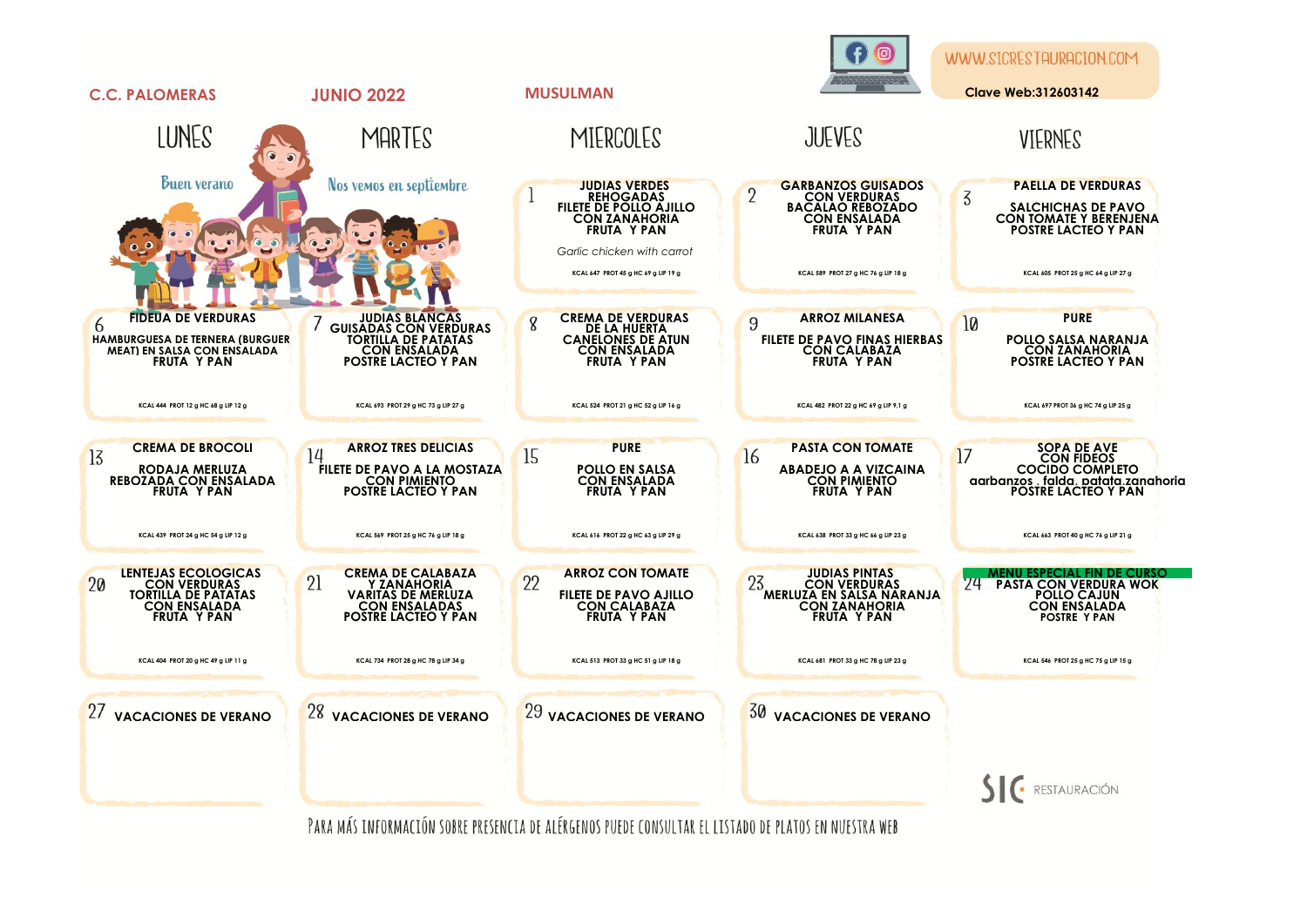**C.C. PALOMERAS** | **JUNIO 2022** | **MUSULMAN**

WWW.SICRESTAURACION.COM

**Clave Web:312603142**

| LUNES | MARTES | MIERCOLES | JUEVES | VIERNES |
|---|---|---|---|---|
| Buen verano | Nos vemos en septiembre | **1** JUDIAS VERDES REHOGADAS<br>FILETE DE POLLO AJILLO CON ZANAHORIA<br>FRUTA Y PAN<br>*Garlic chicken with carrot*<br>KCAL 647 PROT 45 g HC 69 g LIP 19 g | **2** GARBANZOS GUISADOS CON VERDURAS<br>BACALAO REBOZADO CON ENSALADA<br>FRUTA Y PAN<br>KCAL 589 PROT 27 g HC 76 g LIP 18 g | **3** PAELLA DE VERDURAS<br>SALCHICHAS DE PAVO CON TOMATE Y BERENJENA<br>POSTRE LACTEO Y PAN<br>KCAL 605 PROT 25 g HC 64 g LIP 27 g |
| **6** FIDEUA DE VERDURAS<br>HAMBURGUESA DE TERNERA (BURGUER MEAT) EN SALSA CON ENSALADA<br>FRUTA Y PAN<br>KCAL 444 PROT 12 g HC 68 g LIP 12 g | **7** JUDIAS BLANCAS GUISADAS CON VERDURAS<br>TORTILLA DE PATATAS CON ENSALADA<br>POSTRE LACTEO Y PAN<br>KCAL 693 PROT 29 g HC 73 g LIP 27 g | **8** CREMA DE VERDURAS DE LA HUERTA<br>CANELONES DE ATUN CON ENSALADA<br>FRUTA Y PAN<br>KCAL 524 PROT 21 g HC 52 g LIP 16 g | **9** ARROZ MILANESA<br>FILETE DE PAVO FINAS HIERBAS CON CALABAZA<br>FRUTA Y PAN<br>KCAL 482 PROT 22 g HC 69 g LIP 9,1 g | **10** PURE<br>POLLO SALSA NARANJA CON ZANAHORIA<br>POSTRE LACTEO Y PAN<br>KCAL 697 PROT 36 g HC 74 g LIP 25 g |
| **13** CREMA DE BROCOLI<br>RODAJA MERLUZA REBOZADA CON ENSALADA<br>FRUTA Y PAN<br>KCAL 439 PROT 24 g HC 54 g LIP 12 g | **14** ARROZ TRES DELICIAS<br>FILETE DE PAVO A LA MOSTAZA CON PIMIENTO<br>POSTRE LACTEO Y PAN<br>KCAL 569 PROT 25 g HC 76 g LIP 18 g | **15** PURE<br>POLLO EN SALSA CON ENSALADA<br>FRUTA Y PAN<br>KCAL 616 PROT 22 g HC 63 g LIP 29 g | **16** PASTA CON TOMATE<br>ABADEJO A A VIZCAINA CON PIMIENTO<br>FRUTA Y PAN<br>KCAL 638 PROT 33 g HC 66 g LIP 23 g | **17** SOPA DE AVE CON FIDEOS<br>COCIDO COMPLETO<br>garbanzos , falda, patata,zanahoria<br>POSTRE LACTEO Y PAN<br>KCAL 663 PROT 40 g HC 76 g LIP 21 g |
| **20** LENTEJAS ECOLOGICAS CON VERDURAS<br>TORTILLA DE PATATAS CON ENSALADA<br>FRUTA Y PAN<br>KCAL 404 PROT 20 g HC 49 g LIP 11 g | **21** CREMA DE CALABAZA Y ZANAHORIA<br>VARITAS DE MERLUZA CON ENSALADAS<br>POSTRE LACTEO Y PAN<br>KCAL 734 PROT 28 g HC 78 g LIP 34 g | **22** ARROZ CON TOMATE<br>FILETE DE PAVO AJILLO CON CALABAZA<br>FRUTA Y PAN<br>KCAL 513 PROT 33 g HC 51 g LIP 18 g | **23** JUDIAS PINTAS CON VERDURAS<br>MERLUZA EN SALSA NARANJA CON ZANAHORIA<br>FRUTA Y PAN<br>KCAL 681 PROT 33 g HC 78 g LIP 23 g | **24** MENU ESPECIAL FIN DE CURSO<br>PASTA CON VERDURA WOK<br>POLLO CAJUN CON ENSALADA<br>POSTRE Y PAN<br>KCAL 546 PROT 25 g HC 75 g LIP 15 g |
| **27** VACACIONES DE VERANO | **28** VACACIONES DE VERANO | **29** VACACIONES DE VERANO | **30** VACACIONES DE VERANO | |

SIC RESTAURACIÓN

PARA MÁS INFORMACIÓN SOBRE PRESENCIA DE ALÉRGENOS PUEDE CONSULTAR EL LISTADO DE PLATOS EN NUESTRA WEB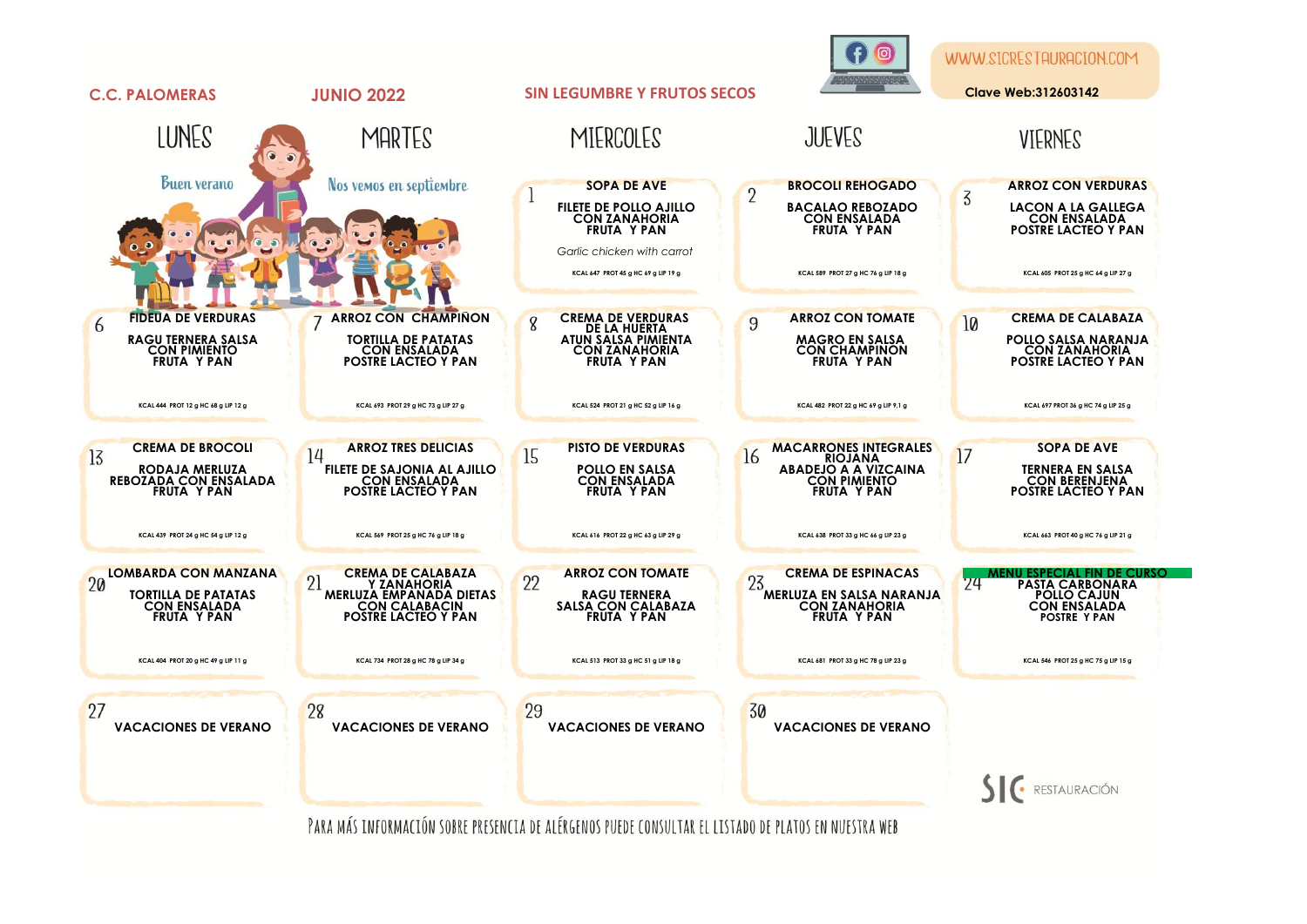**C.C. PALOMERAS** **JUNIO 2022** **SIN LEGUMBRE Y FRUTOS SECOS**

WWW.SICRESTAURACION.COM

Clave Web:312603142

| LUNES | MARTES | MIERCOLES | JUEVES | VIERNES |
|---|---|---|---|---|
| Buen verano | Nos vemos en septiembre | **1** SOPA DE AVE<br>FILETE DE POLLO AJILLO CON ZANAHORIA<br>FRUTA Y PAN<br>*Garlic chicken with carrot*<br>KCAL 647 PROT 45 g HC 69 g LIP 19 g | **2** BROCOLI REHOGADO<br>BACALAO REBOZADO CON ENSALADA<br>FRUTA Y PAN<br>KCAL 589 PROT 27 g HC 76 g LIP 18 g | **3** ARROZ CON VERDURAS<br>LACON A LA GALLEGA CON ENSALADA<br>POSTRE LACTEO Y PAN<br>KCAL 605 PROT 25 g HC 64 g LIP 27 g |
| **6** FIDEUA DE VERDURAS<br>RAGU TERNERA SALSA CON PIMIENTO<br>FRUTA Y PAN<br>KCAL 444 PROT 12 g HC 68 g LIP 12 g | **7** ARROZ CON CHAMPIÑON<br>TORTILLA DE PATATAS CON ENSALADA<br>POSTRE LACTEO Y PAN<br>KCAL 693 PROT 29 g HC 73 g LIP 27 g | **8** CREMA DE VERDURAS DE LA HUERTA<br>ATUN SALSA PIMIENTA CON ZANAHORIA<br>FRUTA Y PAN<br>KCAL 524 PROT 21 g HC 52 g LIP 16 g | **9** ARROZ CON TOMATE<br>MAGRO EN SALSA CON CHAMPIÑON<br>FRUTA Y PAN<br>KCAL 482 PROT 22 g HC 69 g LIP 9,1 g | **10** CREMA DE CALABAZA<br>POLLO SALSA NARANJA CON ZANAHORIA<br>POSTRE LACTEO Y PAN<br>KCAL 697 PROT 36 g HC 74 g LIP 25 g |
| **13** CREMA DE BROCOLI<br>RODAJA MERLUZA REBOZADA CON ENSALADA<br>FRUTA Y PAN<br>KCAL 439 PROT 24 g HC 54 g LIP 12 g | **14** ARROZ TRES DELICIAS<br>FILETE DE SAJONIA AL AJILLO CON ENSALADA<br>POSTRE LACTEO Y PAN<br>KCAL 569 PROT 25 g HC 76 g LIP 18 g | **15** PISTO DE VERDURAS<br>POLLO EN SALSA CON ENSALADA<br>FRUTA Y PAN<br>KCAL 616 PROT 22 g HC 63 g LIP 29 g | **16** MACARRONES INTEGRALES RIOJANA<br>ABADEJO A A VIZCAINA CON PIMIENTO<br>FRUTA Y PAN<br>KCAL 638 PROT 33 g HC 66 g LIP 23 g | **17** SOPA DE AVE<br>TERNERA EN SALSA CON BERENJENA<br>POSTRE LACTEO Y PAN<br>KCAL 663 PROT 40 g HC 76 g LIP 21 g |
| **20** LOMBARDA CON MANZANA<br>TORTILLA DE PATATAS CON ENSALADA<br>FRUTA Y PAN<br>KCAL 404 PROT 20 g HC 49 g LIP 11 g | **21** CREMA DE CALABAZA Y ZANAHORIA<br>MERLUZA EMPANADA DIETAS CON CALABACIN<br>POSTRE LACTEO Y PAN<br>KCAL 734 PROT 28 g HC 78 g LIP 34 g | **22** ARROZ CON TOMATE<br>RAGU TERNERA SALSA CON CALABAZA<br>FRUTA Y PAN<br>KCAL 513 PROT 33 g HC 51 g LIP 18 g | **23** CREMA DE ESPINACAS<br>MERLUZA EN SALSA NARANJA CON ZANAHORIA<br>FRUTA Y PAN<br>KCAL 681 PROT 33 g HC 78 g LIP 23 g | **24** MENU ESPECIAL FIN DE CURSO<br>PASTA CARBONARA<br>POLLO CAJUN CON ENSALADA<br>POSTRE Y PAN<br>KCAL 546 PROT 25 g HC 75 g LIP 15 g |
| **27** VACACIONES DE VERANO | **28** VACACIONES DE VERANO | **29** VACACIONES DE VERANO | **30** VACACIONES DE VERANO | |

SIC RESTAURACIÓN

PARA MÁS INFORMACIÓN SOBRE PRESENCIA DE ALÉRGENOS PUEDE CONSULTAR EL LISTADO DE PLATOS EN NUESTRA WEB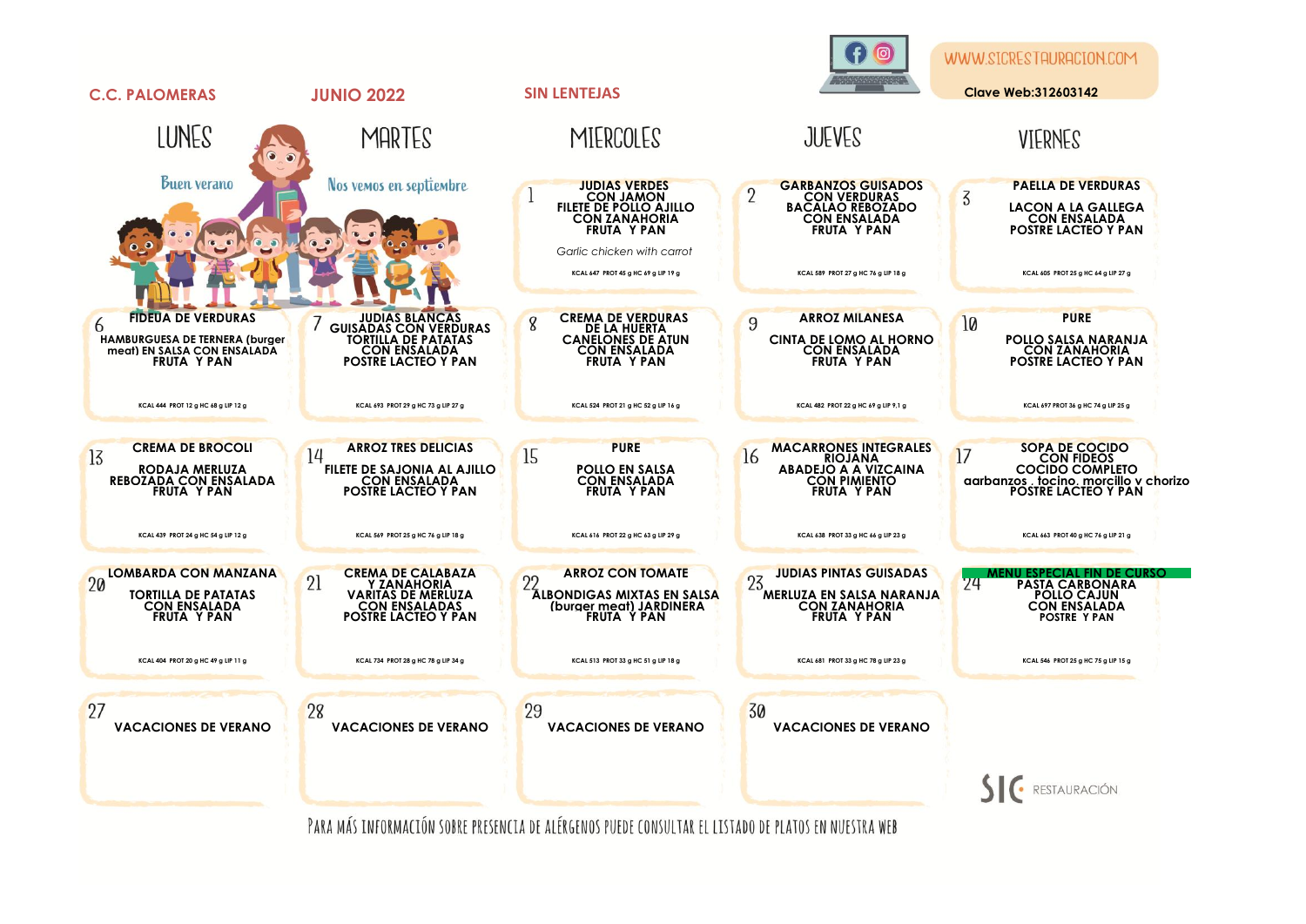**C.C. PALOMERAS** **JUNIO 2022** **SIN LENTEJAS**

WWW.SICRESTAURACION.COM

**Clave Web:312603142**

| LUNES | MARTES | MIERCOLES | JUEVES | VIERNES |
|---|---|---|---|---|
| Buen verano | Nos vemos en septiembre | 1 JUDIAS VERDES CON JAMON<br>FILETE DE POLLO AJILLO CON ZANAHORIA<br>FRUTA Y PAN<br>*Garlic chicken with carrot*<br>KCAL 647 PROT 45 g HC 69 g LIP 19 g | 2 GARBANZOS GUISADOS CON VERDURAS<br>BACALAO REBOZADO CON ENSALADA<br>FRUTA Y PAN<br>KCAL 589 PROT 27 g HC 76 g LIP 18 g | 3 PAELLA DE VERDURAS<br>LACON A LA GALLEGA CON ENSALADA<br>POSTRE LACTEO Y PAN<br>KCAL 605 PROT 25 g HC 64 g LIP 27 g |
| 6 FIDEUA DE VERDURAS<br>HAMBURGUESA DE TERNERA (burger meat) EN SALSA CON ENSALADA<br>FRUTA Y PAN<br>KCAL 444 PROT 12 g HC 68 g LIP 12 g | 7 JUDIAS BLANCAS GUISADAS CON VERDURAS<br>TORTILLA DE PATATAS CON ENSALADA<br>POSTRE LACTEO Y PAN<br>KCAL 693 PROT 29 g HC 73 g LIP 27 g | 8 CREMA DE VERDURAS DE LA HUERTA<br>CANELONES DE ATUN CON ENSALADA<br>FRUTA Y PAN<br>KCAL 524 PROT 21 g HC 52 g LIP 16 g | 9 ARROZ MILANESA<br>CINTA DE LOMO AL HORNO CON ENSALADA<br>FRUTA Y PAN<br>KCAL 482 PROT 22 g HC 69 g LIP 9,1 g | 10 PURE<br>POLLO SALSA NARANJA CON ZANAHORIA<br>POSTRE LACTEO Y PAN<br>KCAL 697 PROT 36 g HC 74 g LIP 25 g |
| 13 CREMA DE BROCOLI<br>RODAJA MERLUZA REBOZADA CON ENSALADA<br>FRUTA Y PAN<br>KCAL 439 PROT 24 g HC 54 g LIP 12 g | 14 ARROZ TRES DELICIAS<br>FILETE DE SAJONIA AL AJILLO CON ENSALADA<br>POSTRE LACTEO Y PAN<br>KCAL 569 PROT 25 g HC 76 g LIP 18 g | 15 PURE<br>POLLO EN SALSA CON ENSALADA<br>FRUTA Y PAN<br>KCAL 616 PROT 22 g HC 63 g LIP 29 g | 16 MACARRONES INTEGRALES RIOJANA<br>ABADEJO A A VIZCAINA CON PIMIENTO<br>FRUTA Y PAN<br>KCAL 638 PROT 33 g HC 66 g LIP 23 g | 17 SOPA DE COCIDO CON FIDEOS<br>COCIDO COMPLETO garbanzos , tocino, morcillo y chorizo<br>POSTRE LACTEO Y PAN<br>KCAL 663 PROT 40 g HC 76 g LIP 21 g |
| 20 LOMBARDA CON MANZANA<br>TORTILLA DE PATATAS CON ENSALADA<br>FRUTA Y PAN<br>KCAL 404 PROT 20 g HC 49 g LIP 11 g | 21 CREMA DE CALABAZA Y ZANAHORIA<br>VARITAS DE MERLUZA CON ENSALADAS<br>POSTRE LACTEO Y PAN<br>KCAL 734 PROT 28 g HC 78 g LIP 34 g | 22 ARROZ CON TOMATE<br>ALBONDIGAS MIXTAS EN SALSA (burger meat) JARDINERA<br>FRUTA Y PAN<br>KCAL 513 PROT 33 g HC 51 g LIP 18 g | 23 JUDIAS PINTAS GUISADAS<br>MERLUZA EN SALSA NARANJA CON ZANAHORIA<br>FRUTA Y PAN<br>KCAL 681 PROT 33 g HC 78 g LIP 23 g | 24 MENU ESPECIAL FIN DE CURSO<br>PASTA CARBONARA<br>POLLO CAJUN CON ENSALADA<br>POSTRE Y PAN<br>KCAL 546 PROT 25 g HC 75 g LIP 15 g |
| 27 VACACIONES DE VERANO | 28 VACACIONES DE VERANO | 29 VACACIONES DE VERANO | 30 VACACIONES DE VERANO | |

SIC RESTAURACIÓN

PARA MÁS INFORMACIÓN SOBRE PRESENCIA DE ALÉRGENOS PUEDE CONSULTAR EL LISTADO DE PLATOS EN NUESTRA WEB